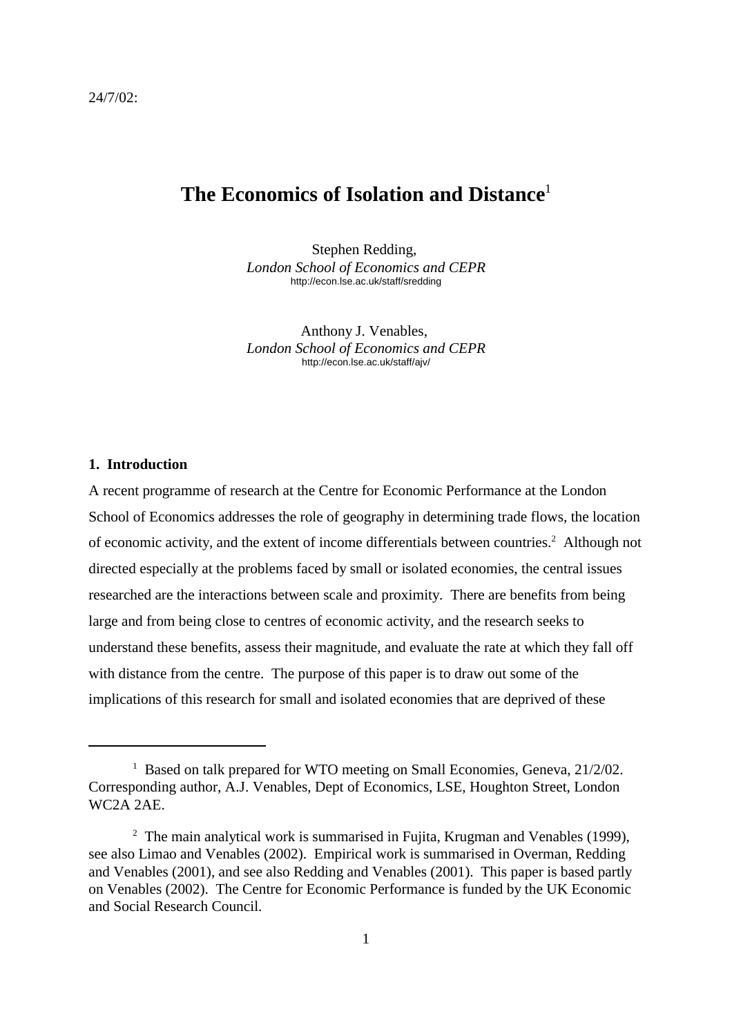24/7/02:

# The Economics of Isolation and Distance[1]

Stephen Redding,
*London School of Economics and CEPR*
http://econ.lse.ac.uk/staff/sredding

Anthony J. Venables,
*London School of Economics and CEPR*
http://econ.lse.ac.uk/staff/ajv/

## 1. Introduction

A recent programme of research at the Centre for Economic Performance at the London School of Economics addresses the role of geography in determining trade flows, the location of economic activity, and the extent of income differentials between countries.[2] Although not directed especially at the problems faced by small or isolated economies, the central issues researched are the interactions between scale and proximity. There are benefits from being large and from being close to centres of economic activity, and the research seeks to understand these benefits, assess their magnitude, and evaluate the rate at which they fall off with distance from the centre. The purpose of this paper is to draw out some of the implications of this research for small and isolated economies that are deprived of these

---

[1] Based on talk prepared for WTO meeting on Small Economies, Geneva, 21/2/02. Corresponding author, A.J. Venables, Dept of Economics, LSE, Houghton Street, London WC2A 2AE.

[2] The main analytical work is summarised in Fujita, Krugman and Venables (1999), see also Limao and Venables (2002). Empirical work is summarised in Overman, Redding and Venables (2001), and see also Redding and Venables (2001). This paper is based partly on Venables (2002). The Centre for Economic Performance is funded by the UK Economic and Social Research Council.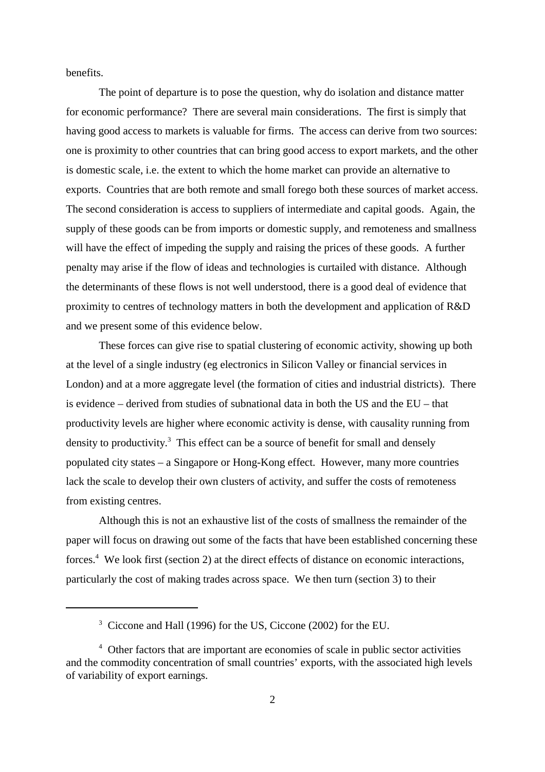benefits.

The point of departure is to pose the question, why do isolation and distance matter for economic performance? There are several main considerations. The first is simply that having good access to markets is valuable for firms. The access can derive from two sources: one is proximity to other countries that can bring good access to export markets, and the other is domestic scale, i.e. the extent to which the home market can provide an alternative to exports. Countries that are both remote and small forego both these sources of market access. The second consideration is access to suppliers of intermediate and capital goods. Again, the supply of these goods can be from imports or domestic supply, and remoteness and smallness will have the effect of impeding the supply and raising the prices of these goods. A further penalty may arise if the flow of ideas and technologies is curtailed with distance. Although the determinants of these flows is not well understood, there is a good deal of evidence that proximity to centres of technology matters in both the development and application of R&D and we present some of this evidence below.

These forces can give rise to spatial clustering of economic activity, showing up both at the level of a single industry (eg electronics in Silicon Valley or financial services in London) and at a more aggregate level (the formation of cities and industrial districts). There is evidence – derived from studies of subnational data in both the US and the EU – that productivity levels are higher where economic activity is dense, with causality running from density to productivity.[3] This effect can be a source of benefit for small and densely populated city states – a Singapore or Hong-Kong effect. However, many more countries lack the scale to develop their own clusters of activity, and suffer the costs of remoteness from existing centres.

Although this is not an exhaustive list of the costs of smallness the remainder of the paper will focus on drawing out some of the facts that have been established concerning these forces.[4] We look first (section 2) at the direct effects of distance on economic interactions, particularly the cost of making trades across space. We then turn (section 3) to their

---

[3] Ciccone and Hall (1996) for the US, Ciccone (2002) for the EU.

[4] Other factors that are important are economies of scale in public sector activities and the commodity concentration of small countries' exports, with the associated high levels of variability of export earnings.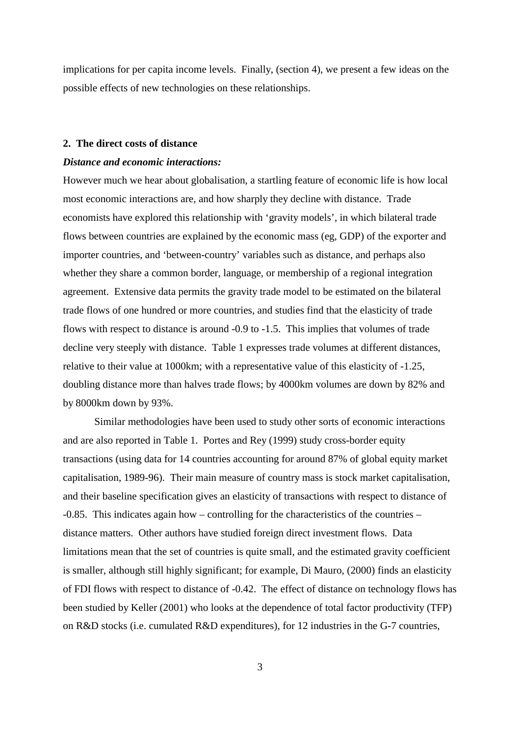implications for per capita income levels. Finally, (section 4), we present a few ideas on the possible effects of new technologies on these relationships.

## 2. The direct costs of distance

### *Distance and economic interactions:*

However much we hear about globalisation, a startling feature of economic life is how local most economic interactions are, and how sharply they decline with distance. Trade economists have explored this relationship with 'gravity models', in which bilateral trade flows between countries are explained by the economic mass (eg, GDP) of the exporter and importer countries, and 'between-country' variables such as distance, and perhaps also whether they share a common border, language, or membership of a regional integration agreement. Extensive data permits the gravity trade model to be estimated on the bilateral trade flows of one hundred or more countries, and studies find that the elasticity of trade flows with respect to distance is around -0.9 to -1.5. This implies that volumes of trade decline very steeply with distance. Table 1 expresses trade volumes at different distances, relative to their value at 1000km; with a representative value of this elasticity of -1.25, doubling distance more than halves trade flows; by 4000km volumes are down by 82% and by 8000km down by 93%.

Similar methodologies have been used to study other sorts of economic interactions and are also reported in Table 1. Portes and Rey (1999) study cross-border equity transactions (using data for 14 countries accounting for around 87% of global equity market capitalisation, 1989-96). Their main measure of country mass is stock market capitalisation, and their baseline specification gives an elasticity of transactions with respect to distance of -0.85. This indicates again how – controlling for the characteristics of the countries – distance matters. Other authors have studied foreign direct investment flows. Data limitations mean that the set of countries is quite small, and the estimated gravity coefficient is smaller, although still highly significant; for example, Di Mauro, (2000) finds an elasticity of FDI flows with respect to distance of -0.42. The effect of distance on technology flows has been studied by Keller (2001) who looks at the dependence of total factor productivity (TFP) on R&D stocks (i.e. cumulated R&D expenditures), for 12 industries in the G-7 countries,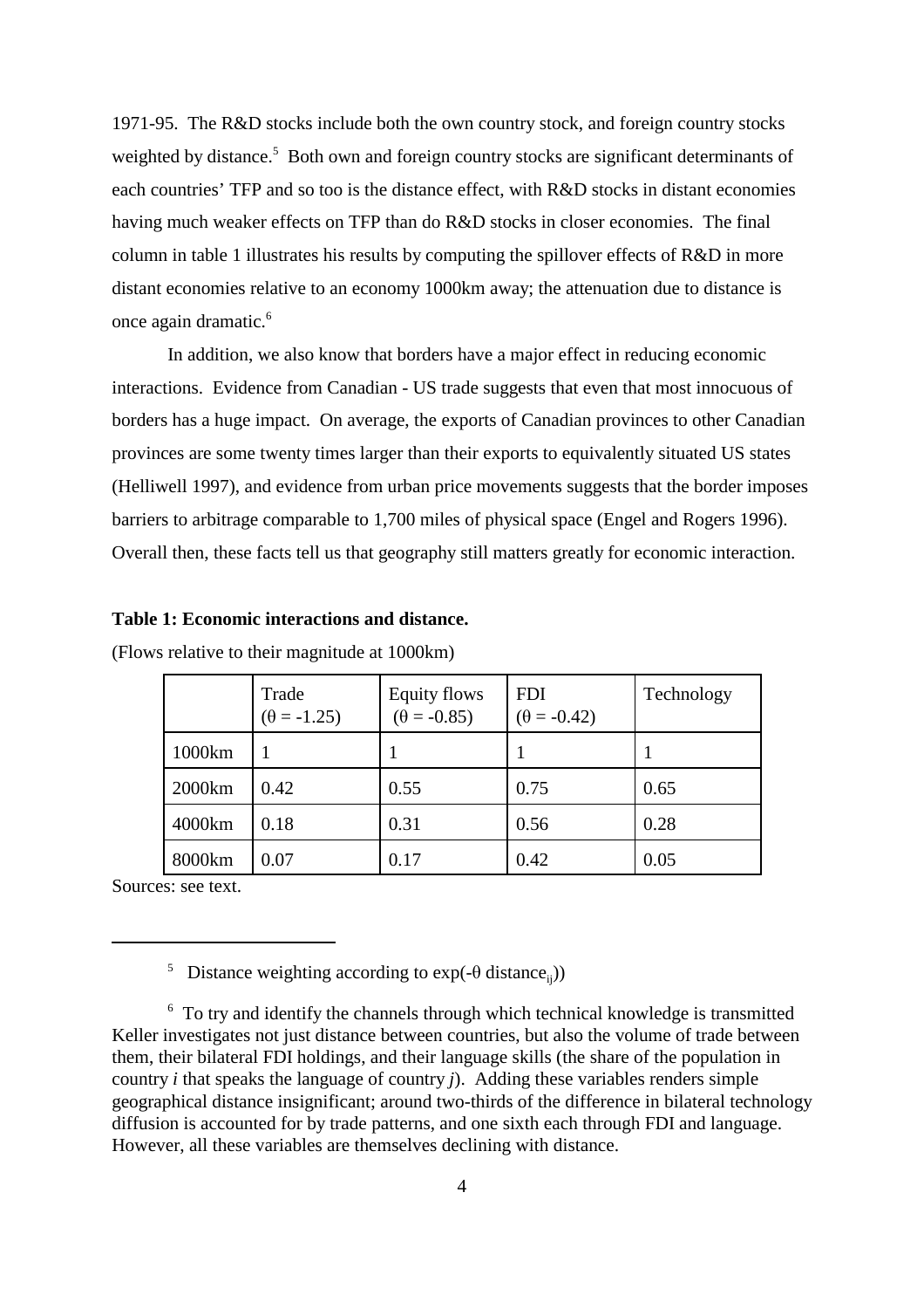1971-95. The R&D stocks include both the own country stock, and foreign country stocks weighted by distance.[5] Both own and foreign country stocks are significant determinants of each countries' TFP and so too is the distance effect, with R&D stocks in distant economies having much weaker effects on TFP than do R&D stocks in closer economies. The final column in table 1 illustrates his results by computing the spillover effects of R&D in more distant economies relative to an economy 1000km away; the attenuation due to distance is once again dramatic.[6]

In addition, we also know that borders have a major effect in reducing economic interactions. Evidence from Canadian - US trade suggests that even that most innocuous of borders has a huge impact. On average, the exports of Canadian provinces to other Canadian provinces are some twenty times larger than their exports to equivalently situated US states (Helliwell 1997), and evidence from urban price movements suggests that the border imposes barriers to arbitrage comparable to 1,700 miles of physical space (Engel and Rogers 1996). Overall then, these facts tell us that geography still matters greatly for economic interaction.

**Table 1: Economic interactions and distance.**

(Flows relative to their magnitude at 1000km)

| | Trade ($\theta = -1.25$) | Equity flows ($\theta = -0.85$) | FDI ($\theta = -0.42$) | Technology |
|---|---|---|---|---|
| 1000km | 1 | 1 | 1 | 1 |
| 2000km | 0.42 | 0.55 | 0.75 | 0.65 |
| 4000km | 0.18 | 0.31 | 0.56 | 0.28 |
| 8000km | 0.07 | 0.17 | 0.42 | 0.05 |

Sources: see text.

---

[5] Distance weighting according to $\exp(-\theta \text{ distance}_{ij})$)

[6] To try and identify the channels through which technical knowledge is transmitted Keller investigates not just distance between countries, but also the volume of trade between them, their bilateral FDI holdings, and their language skills (the share of the population in country *i* that speaks the language of country *j*). Adding these variables renders simple geographical distance insignificant; around two-thirds of the difference in bilateral technology diffusion is accounted for by trade patterns, and one sixth each through FDI and language. However, all these variables are themselves declining with distance.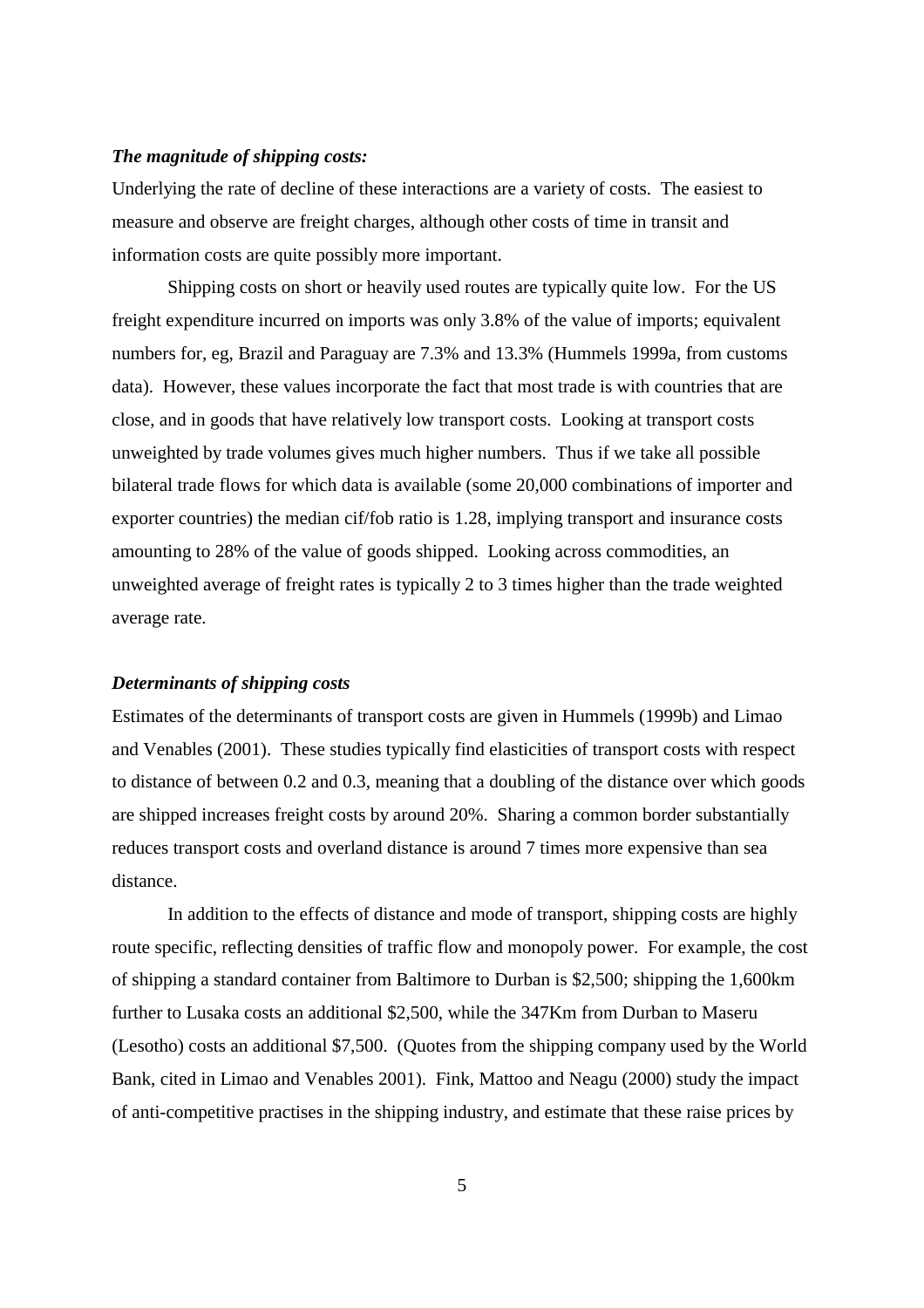***The magnitude of shipping costs:***

Underlying the rate of decline of these interactions are a variety of costs. The easiest to measure and observe are freight charges, although other costs of time in transit and information costs are quite possibly more important.

Shipping costs on short or heavily used routes are typically quite low. For the US freight expenditure incurred on imports was only 3.8% of the value of imports; equivalent numbers for, eg, Brazil and Paraguay are 7.3% and 13.3% (Hummels 1999a, from customs data). However, these values incorporate the fact that most trade is with countries that are close, and in goods that have relatively low transport costs. Looking at transport costs unweighted by trade volumes gives much higher numbers. Thus if we take all possible bilateral trade flows for which data is available (some 20,000 combinations of importer and exporter countries) the median cif/fob ratio is 1.28, implying transport and insurance costs amounting to 28% of the value of goods shipped. Looking across commodities, an unweighted average of freight rates is typically 2 to 3 times higher than the trade weighted average rate.

***Determinants of shipping costs***

Estimates of the determinants of transport costs are given in Hummels (1999b) and Limao and Venables (2001). These studies typically find elasticities of transport costs with respect to distance of between 0.2 and 0.3, meaning that a doubling of the distance over which goods are shipped increases freight costs by around 20%. Sharing a common border substantially reduces transport costs and overland distance is around 7 times more expensive than sea distance.

In addition to the effects of distance and mode of transport, shipping costs are highly route specific, reflecting densities of traffic flow and monopoly power. For example, the cost of shipping a standard container from Baltimore to Durban is $2,500; shipping the 1,600km further to Lusaka costs an additional $2,500, while the 347Km from Durban to Maseru (Lesotho) costs an additional $7,500. (Quotes from the shipping company used by the World Bank, cited in Limao and Venables 2001). Fink, Mattoo and Neagu (2000) study the impact of anti-competitive practises in the shipping industry, and estimate that these raise prices by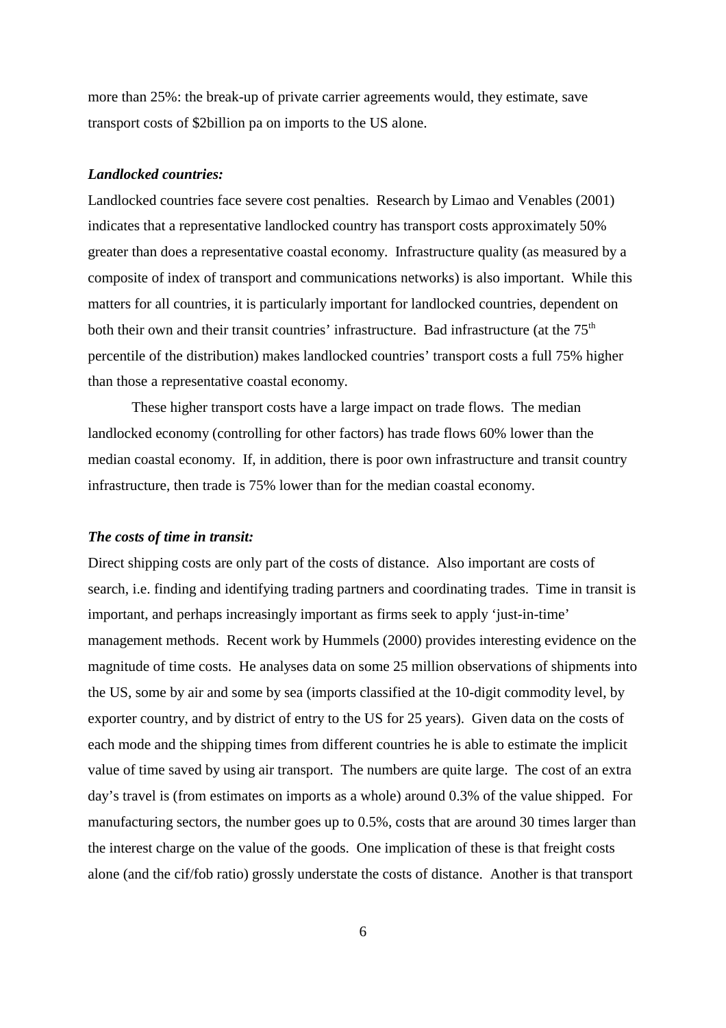more than 25%: the break-up of private carrier agreements would, they estimate, save transport costs of $2billion pa on imports to the US alone.

***Landlocked countries:***

Landlocked countries face severe cost penalties. Research by Limao and Venables (2001) indicates that a representative landlocked country has transport costs approximately 50% greater than does a representative coastal economy. Infrastructure quality (as measured by a composite of index of transport and communications networks) is also important. While this matters for all countries, it is particularly important for landlocked countries, dependent on both their own and their transit countries' infrastructure. Bad infrastructure (at the 75th percentile of the distribution) makes landlocked countries' transport costs a full 75% higher than those a representative coastal economy.

These higher transport costs have a large impact on trade flows. The median landlocked economy (controlling for other factors) has trade flows 60% lower than the median coastal economy. If, in addition, there is poor own infrastructure and transit country infrastructure, then trade is 75% lower than for the median coastal economy.

***The costs of time in transit:***

Direct shipping costs are only part of the costs of distance. Also important are costs of search, i.e. finding and identifying trading partners and coordinating trades. Time in transit is important, and perhaps increasingly important as firms seek to apply 'just-in-time' management methods. Recent work by Hummels (2000) provides interesting evidence on the magnitude of time costs. He analyses data on some 25 million observations of shipments into the US, some by air and some by sea (imports classified at the 10-digit commodity level, by exporter country, and by district of entry to the US for 25 years). Given data on the costs of each mode and the shipping times from different countries he is able to estimate the implicit value of time saved by using air transport. The numbers are quite large. The cost of an extra day's travel is (from estimates on imports as a whole) around 0.3% of the value shipped. For manufacturing sectors, the number goes up to 0.5%, costs that are around 30 times larger than the interest charge on the value of the goods. One implication of these is that freight costs alone (and the cif/fob ratio) grossly understate the costs of distance. Another is that transport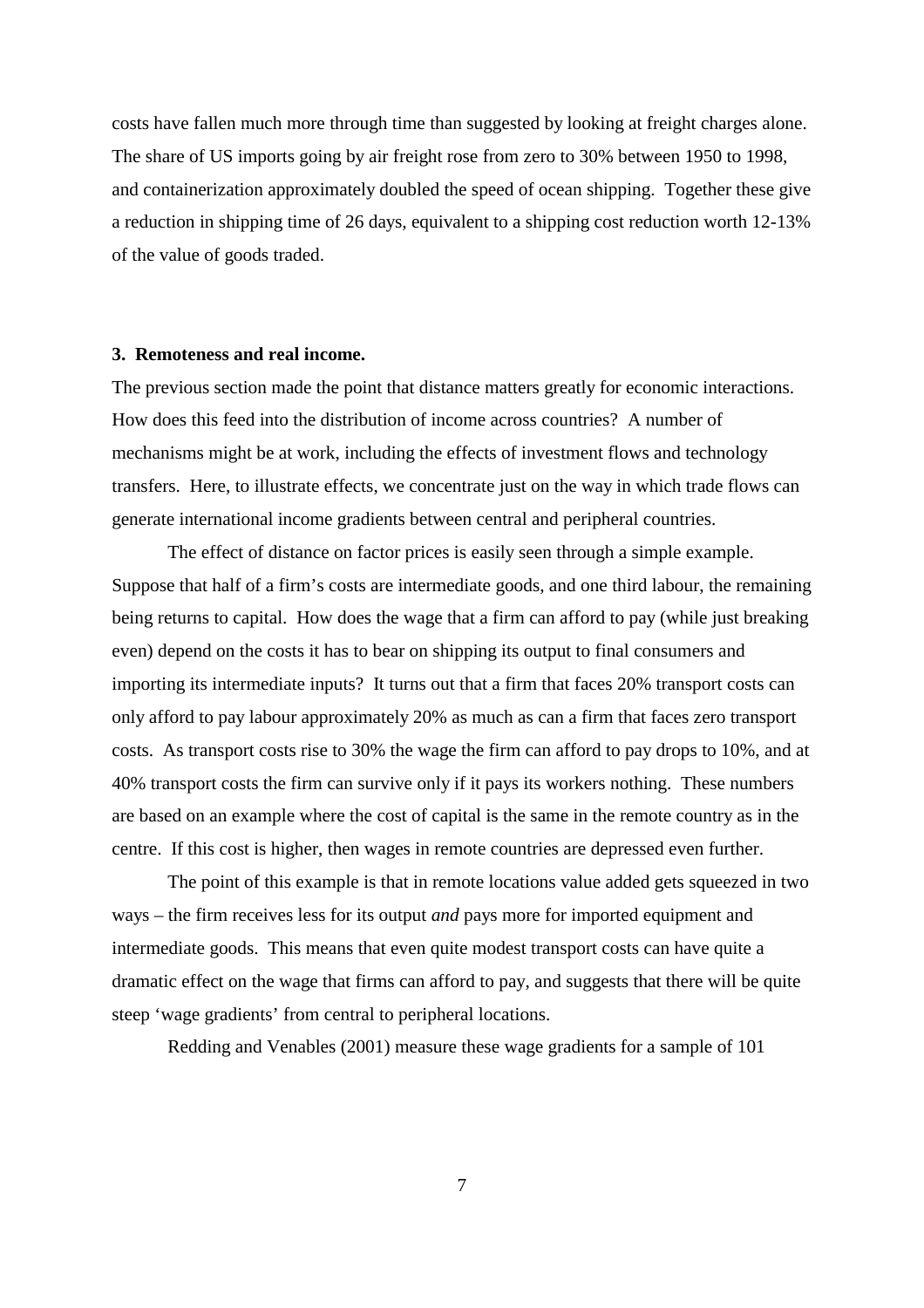costs have fallen much more through time than suggested by looking at freight charges alone. The share of US imports going by air freight rose from zero to 30% between 1950 to 1998, and containerization approximately doubled the speed of ocean shipping. Together these give a reduction in shipping time of 26 days, equivalent to a shipping cost reduction worth 12-13% of the value of goods traded.

### 3. Remoteness and real income.

The previous section made the point that distance matters greatly for economic interactions. How does this feed into the distribution of income across countries? A number of mechanisms might be at work, including the effects of investment flows and technology transfers. Here, to illustrate effects, we concentrate just on the way in which trade flows can generate international income gradients between central and peripheral countries.

The effect of distance on factor prices is easily seen through a simple example. Suppose that half of a firm's costs are intermediate goods, and one third labour, the remaining being returns to capital. How does the wage that a firm can afford to pay (while just breaking even) depend on the costs it has to bear on shipping its output to final consumers and importing its intermediate inputs? It turns out that a firm that faces 20% transport costs can only afford to pay labour approximately 20% as much as can a firm that faces zero transport costs. As transport costs rise to 30% the wage the firm can afford to pay drops to 10%, and at 40% transport costs the firm can survive only if it pays its workers nothing. These numbers are based on an example where the cost of capital is the same in the remote country as in the centre. If this cost is higher, then wages in remote countries are depressed even further.

The point of this example is that in remote locations value added gets squeezed in two ways – the firm receives less for its output *and* pays more for imported equipment and intermediate goods. This means that even quite modest transport costs can have quite a dramatic effect on the wage that firms can afford to pay, and suggests that there will be quite steep 'wage gradients' from central to peripheral locations.

Redding and Venables (2001) measure these wage gradients for a sample of 101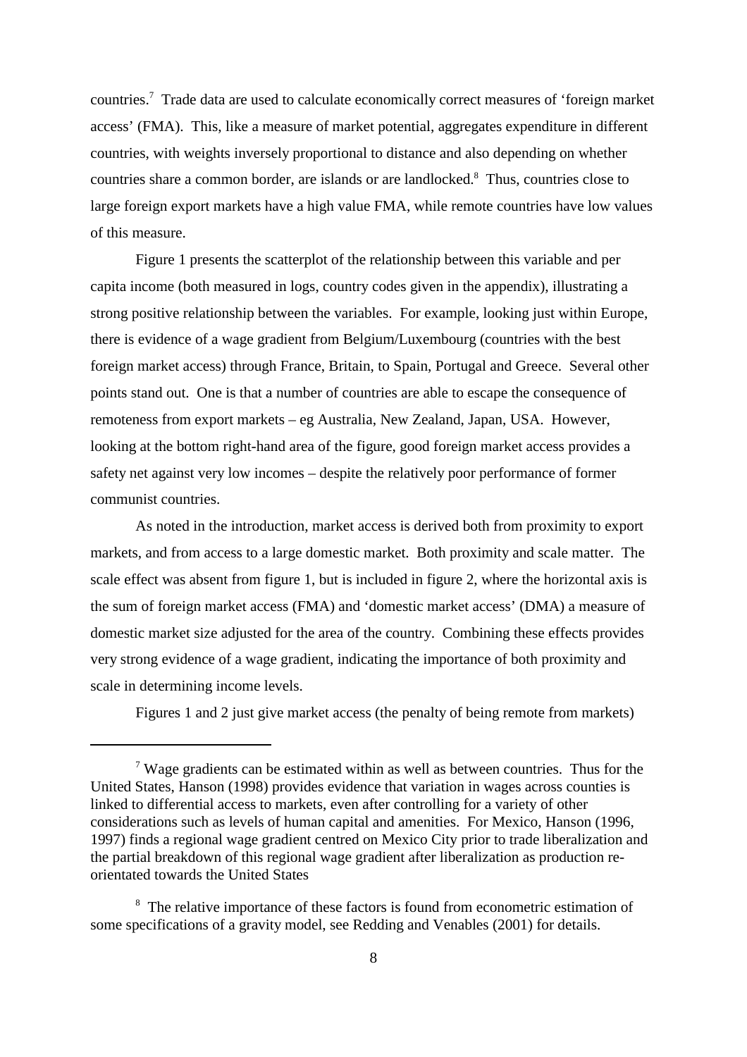countries.[7] Trade data are used to calculate economically correct measures of 'foreign market access' (FMA). This, like a measure of market potential, aggregates expenditure in different countries, with weights inversely proportional to distance and also depending on whether countries share a common border, are islands or are landlocked.[8] Thus, countries close to large foreign export markets have a high value FMA, while remote countries have low values of this measure.

Figure 1 presents the scatterplot of the relationship between this variable and per capita income (both measured in logs, country codes given in the appendix), illustrating a strong positive relationship between the variables. For example, looking just within Europe, there is evidence of a wage gradient from Belgium/Luxembourg (countries with the best foreign market access) through France, Britain, to Spain, Portugal and Greece. Several other points stand out. One is that a number of countries are able to escape the consequence of remoteness from export markets – eg Australia, New Zealand, Japan, USA. However, looking at the bottom right-hand area of the figure, good foreign market access provides a safety net against very low incomes – despite the relatively poor performance of former communist countries.

As noted in the introduction, market access is derived both from proximity to export markets, and from access to a large domestic market. Both proximity and scale matter. The scale effect was absent from figure 1, but is included in figure 2, where the horizontal axis is the sum of foreign market access (FMA) and 'domestic market access' (DMA) a measure of domestic market size adjusted for the area of the country. Combining these effects provides very strong evidence of a wage gradient, indicating the importance of both proximity and scale in determining income levels.

Figures 1 and 2 just give market access (the penalty of being remote from markets)

---

[7] Wage gradients can be estimated within as well as between countries. Thus for the United States, Hanson (1998) provides evidence that variation in wages across counties is linked to differential access to markets, even after controlling for a variety of other considerations such as levels of human capital and amenities. For Mexico, Hanson (1996, 1997) finds a regional wage gradient centred on Mexico City prior to trade liberalization and the partial breakdown of this regional wage gradient after liberalization as production re-orientated towards the United States

[8] The relative importance of these factors is found from econometric estimation of some specifications of a gravity model, see Redding and Venables (2001) for details.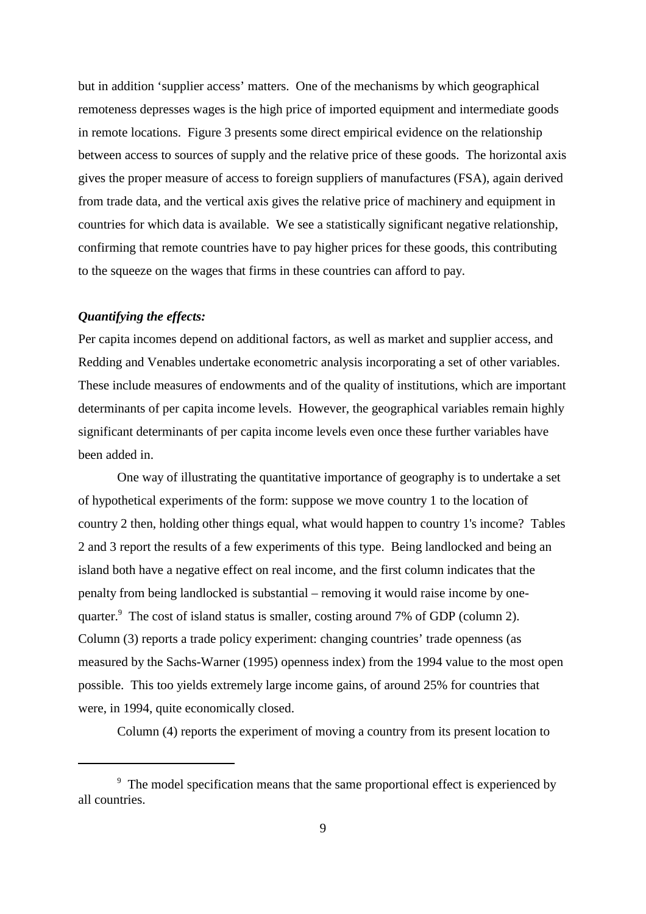but in addition 'supplier access' matters. One of the mechanisms by which geographical remoteness depresses wages is the high price of imported equipment and intermediate goods in remote locations. Figure 3 presents some direct empirical evidence on the relationship between access to sources of supply and the relative price of these goods. The horizontal axis gives the proper measure of access to foreign suppliers of manufactures (FSA), again derived from trade data, and the vertical axis gives the relative price of machinery and equipment in countries for which data is available. We see a statistically significant negative relationship, confirming that remote countries have to pay higher prices for these goods, this contributing to the squeeze on the wages that firms in these countries can afford to pay.

***Quantifying the effects:***

Per capita incomes depend on additional factors, as well as market and supplier access, and Redding and Venables undertake econometric analysis incorporating a set of other variables. These include measures of endowments and of the quality of institutions, which are important determinants of per capita income levels. However, the geographical variables remain highly significant determinants of per capita income levels even once these further variables have been added in.

One way of illustrating the quantitative importance of geography is to undertake a set of hypothetical experiments of the form: suppose we move country 1 to the location of country 2 then, holding other things equal, what would happen to country 1's income? Tables 2 and 3 report the results of a few experiments of this type. Being landlocked and being an island both have a negative effect on real income, and the first column indicates that the penalty from being landlocked is substantial – removing it would raise income by one-quarter.[9] The cost of island status is smaller, costing around 7% of GDP (column 2). Column (3) reports a trade policy experiment: changing countries' trade openness (as measured by the Sachs-Warner (1995) openness index) from the 1994 value to the most open possible. This too yields extremely large income gains, of around 25% for countries that were, in 1994, quite economically closed.

Column (4) reports the experiment of moving a country from its present location to

[9] The model specification means that the same proportional effect is experienced by all countries.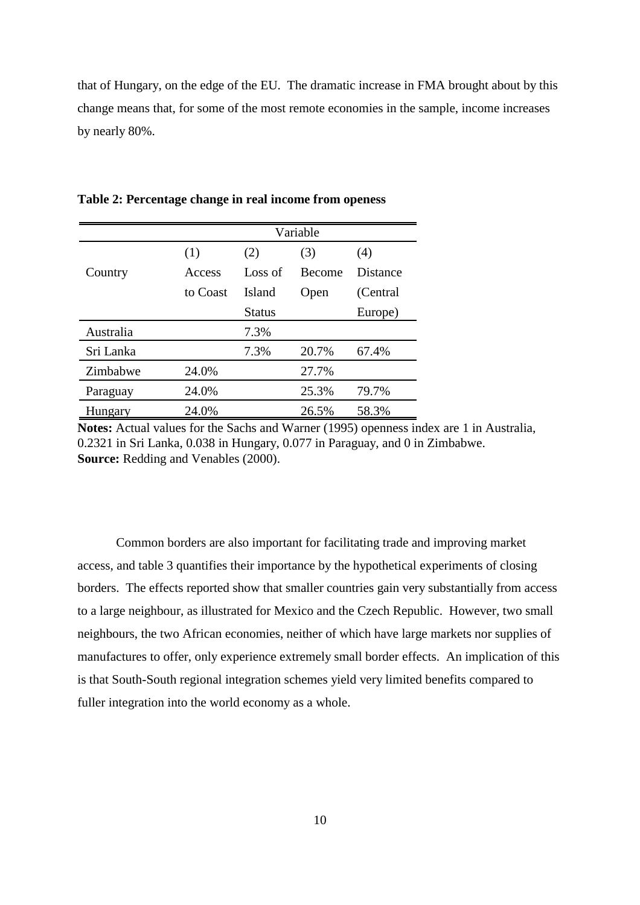that of Hungary, on the edge of the EU. The dramatic increase in FMA brought about by this change means that, for some of the most remote economies in the sample, income increases by nearly 80%.

**Table 2: Percentage change in real income from openess**

| | Variable | | | |
|---|---|---|---|---|
| Country | (1) Access to Coast | (2) Loss of Island Status | (3) Become Open | (4) Distance (Central Europe) |
| Australia | | 7.3% | | |
| Sri Lanka | | 7.3% | 20.7% | 67.4% |
| Zimbabwe | 24.0% | | 27.7% | |
| Paraguay | 24.0% | | 25.3% | 79.7% |
| Hungary | 24.0% | | 26.5% | 58.3% |

**Notes:** Actual values for the Sachs and Warner (1995) openness index are 1 in Australia, 0.2321 in Sri Lanka, 0.038 in Hungary, 0.077 in Paraguay, and 0 in Zimbabwe.
**Source:** Redding and Venables (2000).

Common borders are also important for facilitating trade and improving market access, and table 3 quantifies their importance by the hypothetical experiments of closing borders. The effects reported show that smaller countries gain very substantially from access to a large neighbour, as illustrated for Mexico and the Czech Republic. However, two small neighbours, the two African economies, neither of which have large markets nor supplies of manufactures to offer, only experience extremely small border effects. An implication of this is that South-South regional integration schemes yield very limited benefits compared to fuller integration into the world economy as a whole.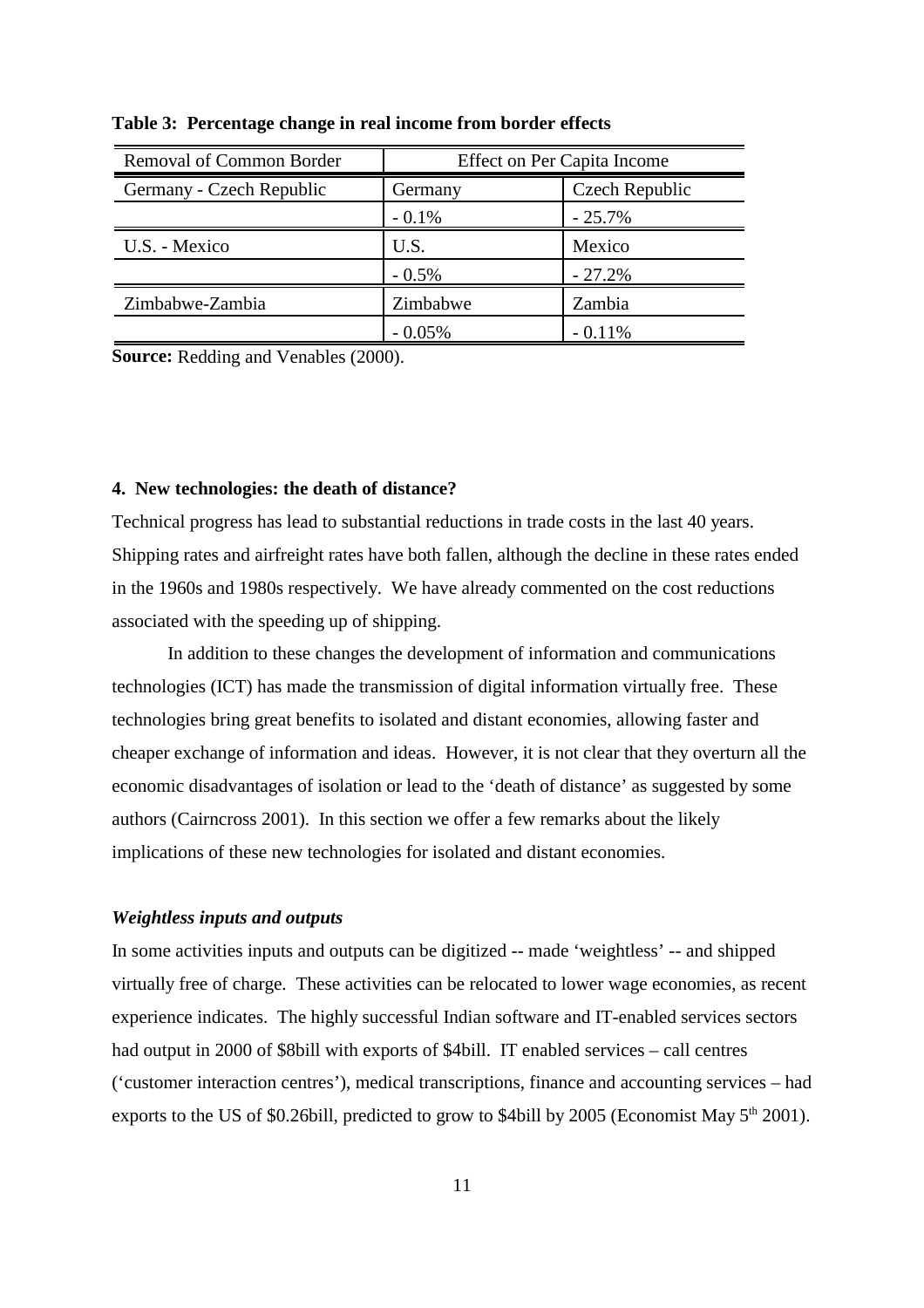**Table 3: Percentage change in real income from border effects**

| Removal of Common Border | Effect on Per Capita Income | |
|---|---|---|
| Germany - Czech Republic | Germany | Czech Republic |
| | - 0.1% | - 25.7% |
| U.S. - Mexico | U.S. | Mexico |
| | - 0.5% | - 27.2% |
| Zimbabwe-Zambia | Zimbabwe | Zambia |
| | - 0.05% | - 0.11% |

**Source:** Redding and Venables (2000).

#### 4. New technologies: the death of distance?

Technical progress has lead to substantial reductions in trade costs in the last 40 years. Shipping rates and airfreight rates have both fallen, although the decline in these rates ended in the 1960s and 1980s respectively. We have already commented on the cost reductions associated with the speeding up of shipping.

In addition to these changes the development of information and communications technologies (ICT) has made the transmission of digital information virtually free. These technologies bring great benefits to isolated and distant economies, allowing faster and cheaper exchange of information and ideas. However, it is not clear that they overturn all the economic disadvantages of isolation or lead to the 'death of distance' as suggested by some authors (Cairncross 2001). In this section we offer a few remarks about the likely implications of these new technologies for isolated and distant economies.

***Weightless inputs and outputs***

In some activities inputs and outputs can be digitized -- made 'weightless' -- and shipped virtually free of charge. These activities can be relocated to lower wage economies, as recent experience indicates. The highly successful Indian software and IT-enabled services sectors had output in 2000 of $8bill with exports of $4bill. IT enabled services – call centres ('customer interaction centres'), medical transcriptions, finance and accounting services – had exports to the US of $0.26bill, predicted to grow to $4bill by 2005 (Economist May 5th 2001).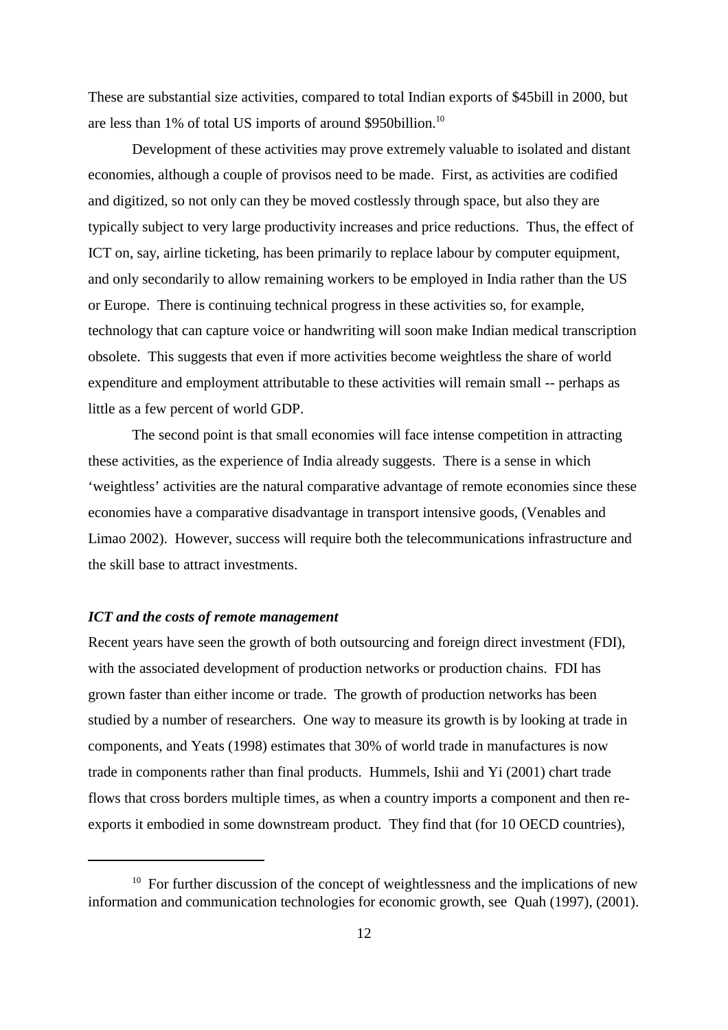These are substantial size activities, compared to total Indian exports of $45bill in 2000, but are less than 1% of total US imports of around $950billion.[10]

Development of these activities may prove extremely valuable to isolated and distant economies, although a couple of provisos need to be made. First, as activities are codified and digitized, so not only can they be moved costlessly through space, but also they are typically subject to very large productivity increases and price reductions. Thus, the effect of ICT on, say, airline ticketing, has been primarily to replace labour by computer equipment, and only secondarily to allow remaining workers to be employed in India rather than the US or Europe. There is continuing technical progress in these activities so, for example, technology that can capture voice or handwriting will soon make Indian medical transcription obsolete. This suggests that even if more activities become weightless the share of world expenditure and employment attributable to these activities will remain small -- perhaps as little as a few percent of world GDP.

The second point is that small economies will face intense competition in attracting these activities, as the experience of India already suggests. There is a sense in which 'weightless' activities are the natural comparative advantage of remote economies since these economies have a comparative disadvantage in transport intensive goods, (Venables and Limao 2002). However, success will require both the telecommunications infrastructure and the skill base to attract investments.

***ICT and the costs of remote management***

Recent years have seen the growth of both outsourcing and foreign direct investment (FDI), with the associated development of production networks or production chains. FDI has grown faster than either income or trade. The growth of production networks has been studied by a number of researchers. One way to measure its growth is by looking at trade in components, and Yeats (1998) estimates that 30% of world trade in manufactures is now trade in components rather than final products. Hummels, Ishii and Yi (2001) chart trade flows that cross borders multiple times, as when a country imports a component and then re-exports it embodied in some downstream product. They find that (for 10 OECD countries),

---

[10] For further discussion of the concept of weightlessness and the implications of new information and communication technologies for economic growth, see Quah (1997), (2001).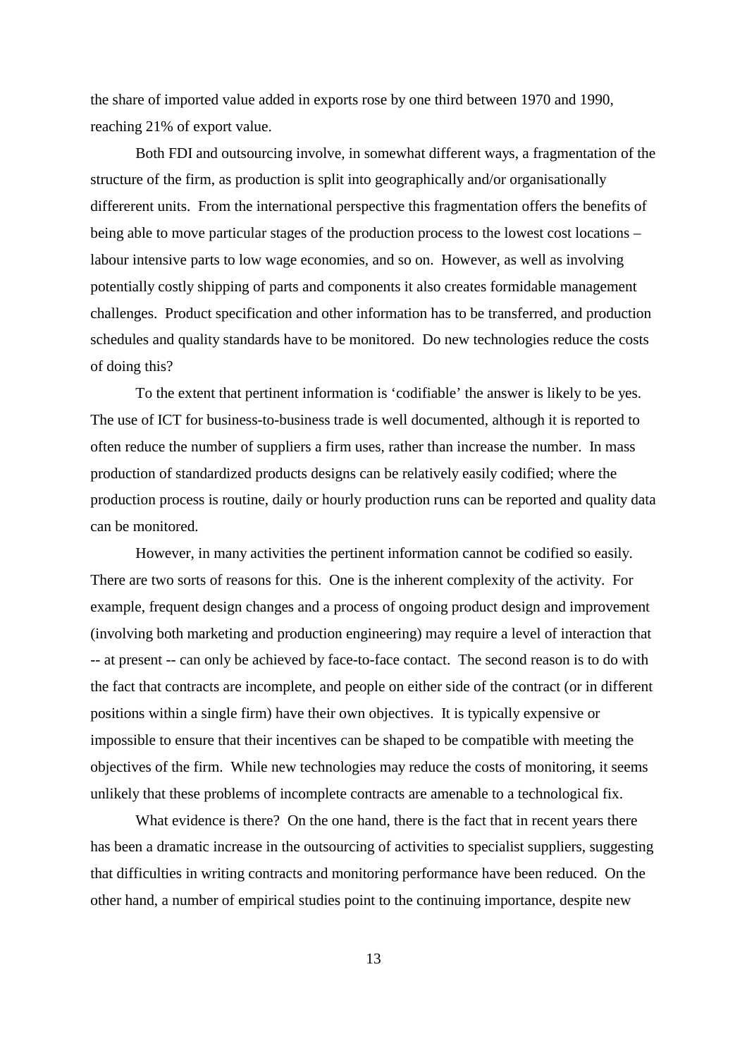the share of imported value added in exports rose by one third between 1970 and 1990, reaching 21% of export value.

Both FDI and outsourcing involve, in somewhat different ways, a fragmentation of the structure of the firm, as production is split into geographically and/or organisationally differerent units. From the international perspective this fragmentation offers the benefits of being able to move particular stages of the production process to the lowest cost locations – labour intensive parts to low wage economies, and so on. However, as well as involving potentially costly shipping of parts and components it also creates formidable management challenges. Product specification and other information has to be transferred, and production schedules and quality standards have to be monitored. Do new technologies reduce the costs of doing this?

To the extent that pertinent information is 'codifiable' the answer is likely to be yes. The use of ICT for business-to-business trade is well documented, although it is reported to often reduce the number of suppliers a firm uses, rather than increase the number. In mass production of standardized products designs can be relatively easily codified; where the production process is routine, daily or hourly production runs can be reported and quality data can be monitored.

However, in many activities the pertinent information cannot be codified so easily. There are two sorts of reasons for this. One is the inherent complexity of the activity. For example, frequent design changes and a process of ongoing product design and improvement (involving both marketing and production engineering) may require a level of interaction that -- at present -- can only be achieved by face-to-face contact. The second reason is to do with the fact that contracts are incomplete, and people on either side of the contract (or in different positions within a single firm) have their own objectives. It is typically expensive or impossible to ensure that their incentives can be shaped to be compatible with meeting the objectives of the firm. While new technologies may reduce the costs of monitoring, it seems unlikely that these problems of incomplete contracts are amenable to a technological fix.

What evidence is there? On the one hand, there is the fact that in recent years there has been a dramatic increase in the outsourcing of activities to specialist suppliers, suggesting that difficulties in writing contracts and monitoring performance have been reduced. On the other hand, a number of empirical studies point to the continuing importance, despite new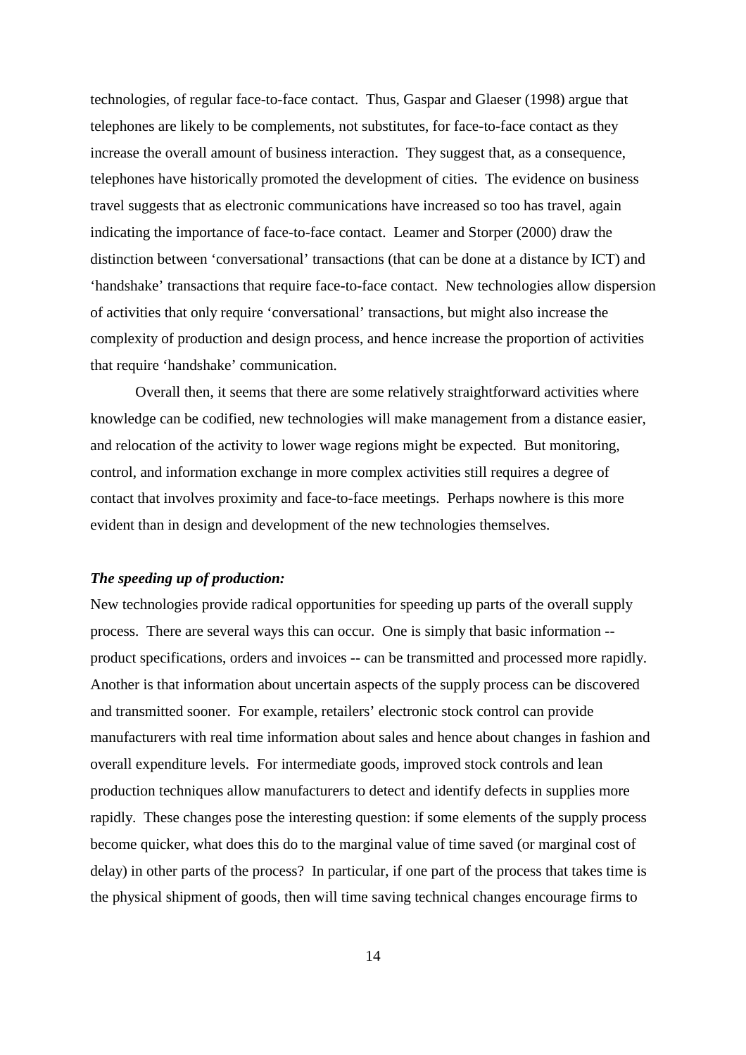technologies, of regular face-to-face contact. Thus, Gaspar and Glaeser (1998) argue that telephones are likely to be complements, not substitutes, for face-to-face contact as they increase the overall amount of business interaction. They suggest that, as a consequence, telephones have historically promoted the development of cities. The evidence on business travel suggests that as electronic communications have increased so too has travel, again indicating the importance of face-to-face contact. Leamer and Storper (2000) draw the distinction between 'conversational' transactions (that can be done at a distance by ICT) and 'handshake' transactions that require face-to-face contact. New technologies allow dispersion of activities that only require 'conversational' transactions, but might also increase the complexity of production and design process, and hence increase the proportion of activities that require 'handshake' communication.

Overall then, it seems that there are some relatively straightforward activities where knowledge can be codified, new technologies will make management from a distance easier, and relocation of the activity to lower wage regions might be expected. But monitoring, control, and information exchange in more complex activities still requires a degree of contact that involves proximity and face-to-face meetings. Perhaps nowhere is this more evident than in design and development of the new technologies themselves.

***The speeding up of production:***

New technologies provide radical opportunities for speeding up parts of the overall supply process. There are several ways this can occur. One is simply that basic information -- product specifications, orders and invoices -- can be transmitted and processed more rapidly. Another is that information about uncertain aspects of the supply process can be discovered and transmitted sooner. For example, retailers' electronic stock control can provide manufacturers with real time information about sales and hence about changes in fashion and overall expenditure levels. For intermediate goods, improved stock controls and lean production techniques allow manufacturers to detect and identify defects in supplies more rapidly. These changes pose the interesting question: if some elements of the supply process become quicker, what does this do to the marginal value of time saved (or marginal cost of delay) in other parts of the process? In particular, if one part of the process that takes time is the physical shipment of goods, then will time saving technical changes encourage firms to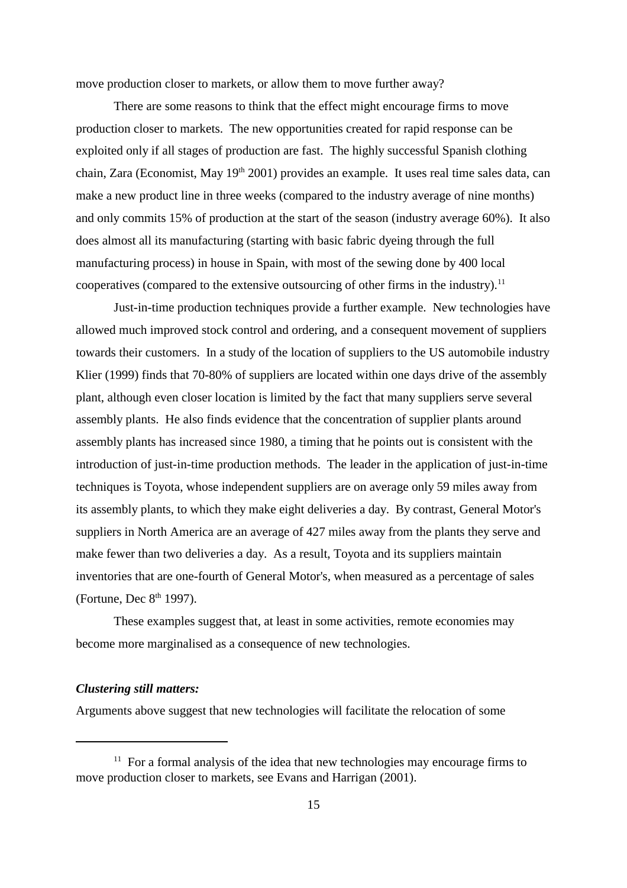move production closer to markets, or allow them to move further away?

There are some reasons to think that the effect might encourage firms to move production closer to markets. The new opportunities created for rapid response can be exploited only if all stages of production are fast. The highly successful Spanish clothing chain, Zara (Economist, May 19th 2001) provides an example. It uses real time sales data, can make a new product line in three weeks (compared to the industry average of nine months) and only commits 15% of production at the start of the season (industry average 60%). It also does almost all its manufacturing (starting with basic fabric dyeing through the full manufacturing process) in house in Spain, with most of the sewing done by 400 local cooperatives (compared to the extensive outsourcing of other firms in the industry).[11]

Just-in-time production techniques provide a further example. New technologies have allowed much improved stock control and ordering, and a consequent movement of suppliers towards their customers. In a study of the location of suppliers to the US automobile industry Klier (1999) finds that 70-80% of suppliers are located within one days drive of the assembly plant, although even closer location is limited by the fact that many suppliers serve several assembly plants. He also finds evidence that the concentration of supplier plants around assembly plants has increased since 1980, a timing that he points out is consistent with the introduction of just-in-time production methods. The leader in the application of just-in-time techniques is Toyota, whose independent suppliers are on average only 59 miles away from its assembly plants, to which they make eight deliveries a day. By contrast, General Motor's suppliers in North America are an average of 427 miles away from the plants they serve and make fewer than two deliveries a day. As a result, Toyota and its suppliers maintain inventories that are one-fourth of General Motor's, when measured as a percentage of sales (Fortune, Dec 8th 1997).

These examples suggest that, at least in some activities, remote economies may become more marginalised as a consequence of new technologies.

***Clustering still matters:***

Arguments above suggest that new technologies will facilitate the relocation of some

---

[11] For a formal analysis of the idea that new technologies may encourage firms to move production closer to markets, see Evans and Harrigan (2001).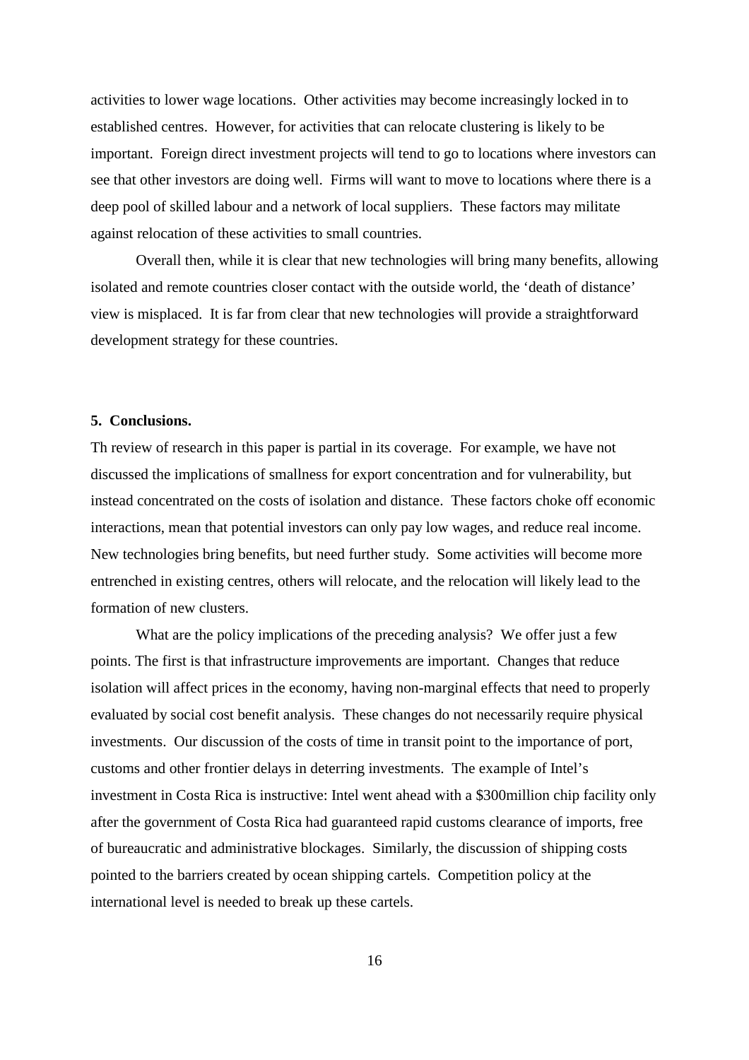activities to lower wage locations. Other activities may become increasingly locked in to established centres. However, for activities that can relocate clustering is likely to be important. Foreign direct investment projects will tend to go to locations where investors can see that other investors are doing well. Firms will want to move to locations where there is a deep pool of skilled labour and a network of local suppliers. These factors may militate against relocation of these activities to small countries.

Overall then, while it is clear that new technologies will bring many benefits, allowing isolated and remote countries closer contact with the outside world, the 'death of distance' view is misplaced. It is far from clear that new technologies will provide a straightforward development strategy for these countries.

## 5. Conclusions.

Th review of research in this paper is partial in its coverage. For example, we have not discussed the implications of smallness for export concentration and for vulnerability, but instead concentrated on the costs of isolation and distance. These factors choke off economic interactions, mean that potential investors can only pay low wages, and reduce real income. New technologies bring benefits, but need further study. Some activities will become more entrenched in existing centres, others will relocate, and the relocation will likely lead to the formation of new clusters.

What are the policy implications of the preceding analysis? We offer just a few points. The first is that infrastructure improvements are important. Changes that reduce isolation will affect prices in the economy, having non-marginal effects that need to properly evaluated by social cost benefit analysis. These changes do not necessarily require physical investments. Our discussion of the costs of time in transit point to the importance of port, customs and other frontier delays in deterring investments. The example of Intel's investment in Costa Rica is instructive: Intel went ahead with a $300million chip facility only after the government of Costa Rica had guaranteed rapid customs clearance of imports, free of bureaucratic and administrative blockages. Similarly, the discussion of shipping costs pointed to the barriers created by ocean shipping cartels. Competition policy at the international level is needed to break up these cartels.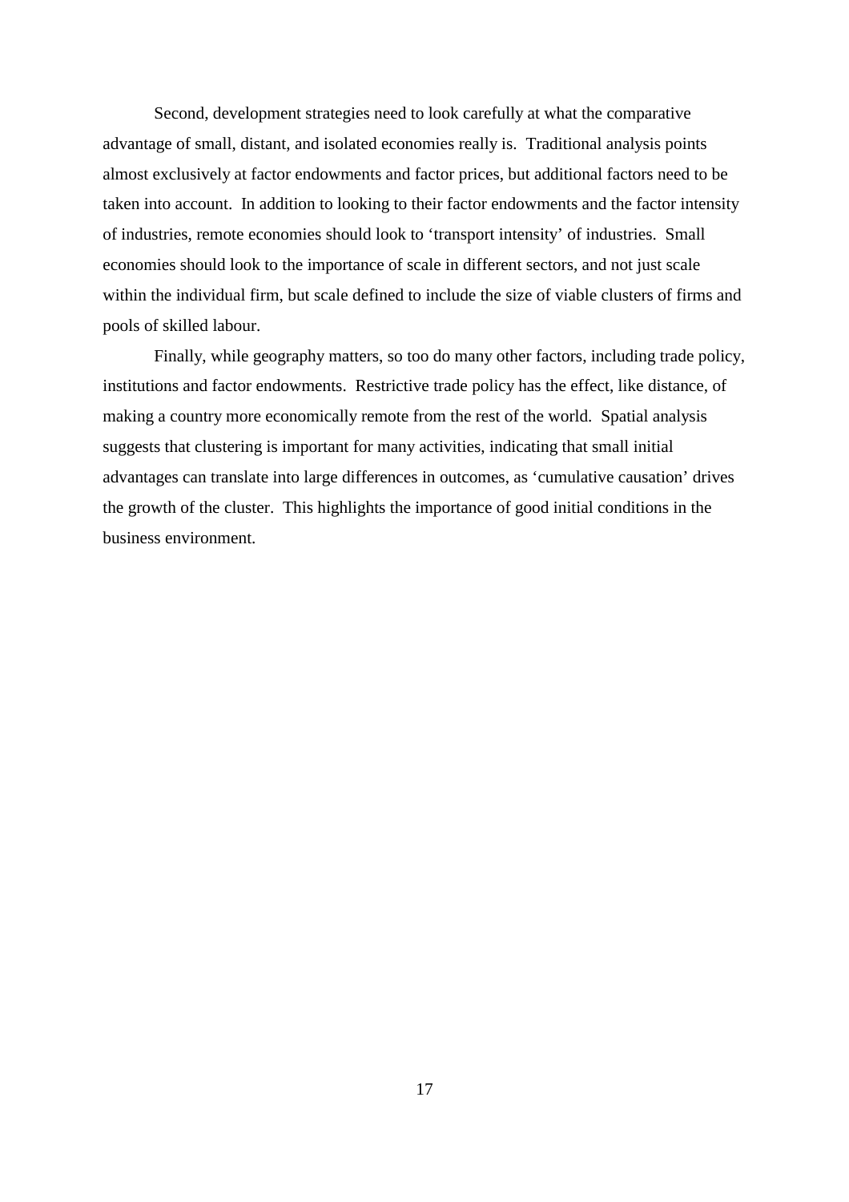Second, development strategies need to look carefully at what the comparative advantage of small, distant, and isolated economies really is. Traditional analysis points almost exclusively at factor endowments and factor prices, but additional factors need to be taken into account. In addition to looking to their factor endowments and the factor intensity of industries, remote economies should look to 'transport intensity' of industries. Small economies should look to the importance of scale in different sectors, and not just scale within the individual firm, but scale defined to include the size of viable clusters of firms and pools of skilled labour.

Finally, while geography matters, so too do many other factors, including trade policy, institutions and factor endowments. Restrictive trade policy has the effect, like distance, of making a country more economically remote from the rest of the world. Spatial analysis suggests that clustering is important for many activities, indicating that small initial advantages can translate into large differences in outcomes, as 'cumulative causation' drives the growth of the cluster. This highlights the importance of good initial conditions in the business environment.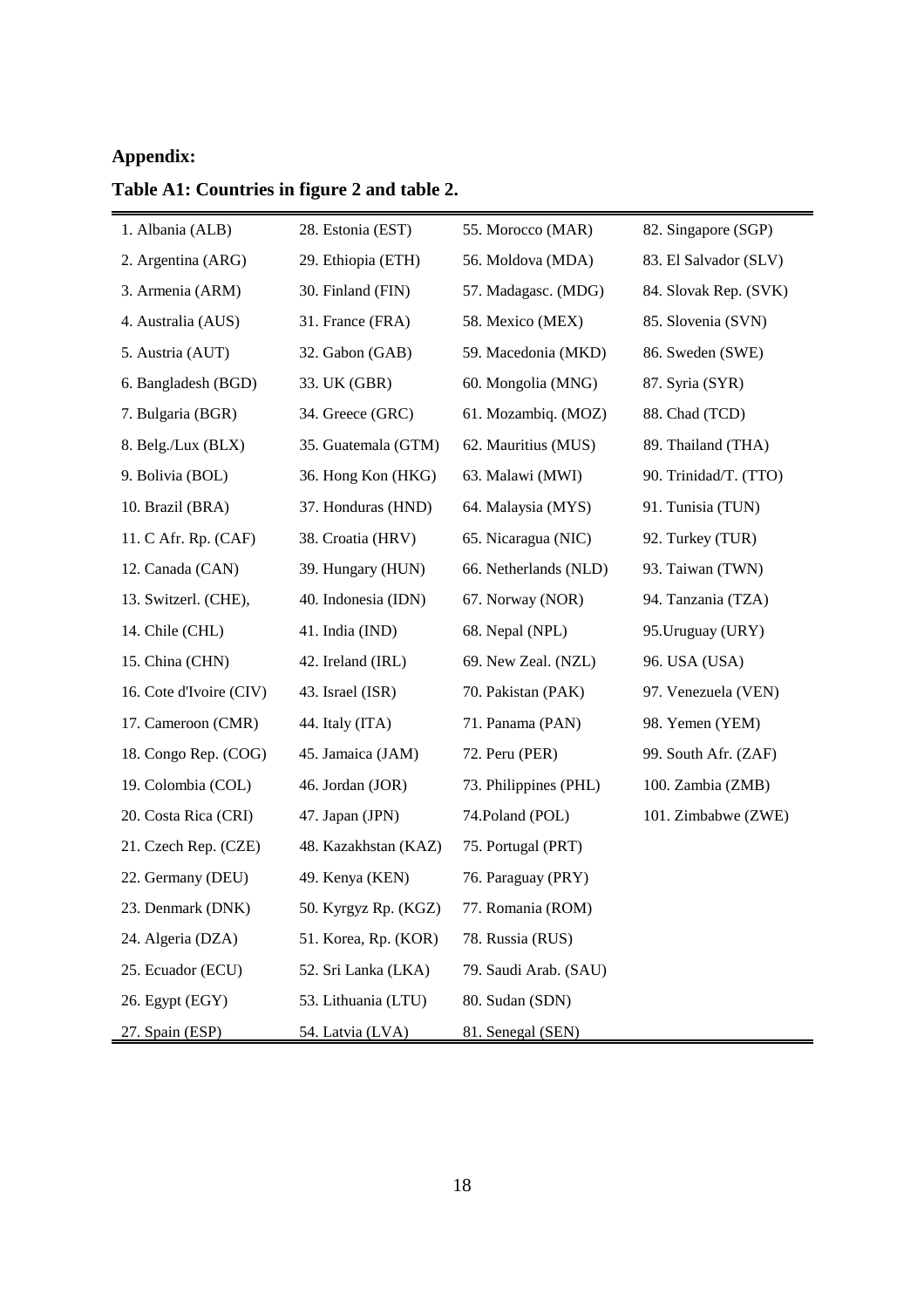**Appendix:**

**Table A1: Countries in figure 2 and table 2.**

| | | | |
|---|---|---|---|
| 1. Albania (ALB) | 28. Estonia (EST) | 55. Morocco (MAR) | 82. Singapore (SGP) |
| 2. Argentina (ARG) | 29. Ethiopia (ETH) | 56. Moldova (MDA) | 83. El Salvador (SLV) |
| 3. Armenia (ARM) | 30. Finland (FIN) | 57. Madagasc. (MDG) | 84. Slovak Rep. (SVK) |
| 4. Australia (AUS) | 31. France (FRA) | 58. Mexico (MEX) | 85. Slovenia (SVN) |
| 5. Austria (AUT) | 32. Gabon (GAB) | 59. Macedonia (MKD) | 86. Sweden (SWE) |
| 6. Bangladesh (BGD) | 33. UK (GBR) | 60. Mongolia (MNG) | 87. Syria (SYR) |
| 7. Bulgaria (BGR) | 34. Greece (GRC) | 61. Mozambiq. (MOZ) | 88. Chad (TCD) |
| 8. Belg./Lux (BLX) | 35. Guatemala (GTM) | 62. Mauritius (MUS) | 89. Thailand (THA) |
| 9. Bolivia (BOL) | 36. Hong Kon (HKG) | 63. Malawi (MWI) | 90. Trinidad/T. (TTO) |
| 10. Brazil (BRA) | 37. Honduras (HND) | 64. Malaysia (MYS) | 91. Tunisia (TUN) |
| 11. C Afr. Rp. (CAF) | 38. Croatia (HRV) | 65. Nicaragua (NIC) | 92. Turkey (TUR) |
| 12. Canada (CAN) | 39. Hungary (HUN) | 66. Netherlands (NLD) | 93. Taiwan (TWN) |
| 13. Switzerl. (CHE), | 40. Indonesia (IDN) | 67. Norway (NOR) | 94. Tanzania (TZA) |
| 14. Chile (CHL) | 41. India (IND) | 68. Nepal (NPL) | 95.Uruguay (URY) |
| 15. China (CHN) | 42. Ireland (IRL) | 69. New Zeal. (NZL) | 96. USA (USA) |
| 16. Cote d'Ivoire (CIV) | 43. Israel (ISR) | 70. Pakistan (PAK) | 97. Venezuela (VEN) |
| 17. Cameroon (CMR) | 44. Italy (ITA) | 71. Panama (PAN) | 98. Yemen (YEM) |
| 18. Congo Rep. (COG) | 45. Jamaica (JAM) | 72. Peru (PER) | 99. South Afr. (ZAF) |
| 19. Colombia (COL) | 46. Jordan (JOR) | 73. Philippines (PHL) | 100. Zambia (ZMB) |
| 20. Costa Rica (CRI) | 47. Japan (JPN) | 74.Poland (POL) | 101. Zimbabwe (ZWE) |
| 21. Czech Rep. (CZE) | 48. Kazakhstan (KAZ) | 75. Portugal (PRT) | |
| 22. Germany (DEU) | 49. Kenya (KEN) | 76. Paraguay (PRY) | |
| 23. Denmark (DNK) | 50. Kyrgyz Rp. (KGZ) | 77. Romania (ROM) | |
| 24. Algeria (DZA) | 51. Korea, Rp. (KOR) | 78. Russia (RUS) | |
| 25. Ecuador (ECU) | 52. Sri Lanka (LKA) | 79. Saudi Arab. (SAU) | |
| 26. Egypt (EGY) | 53. Lithuania (LTU) | 80. Sudan (SDN) | |
| 27. Spain (ESP) | 54. Latvia (LVA) | 81. Senegal (SEN) | |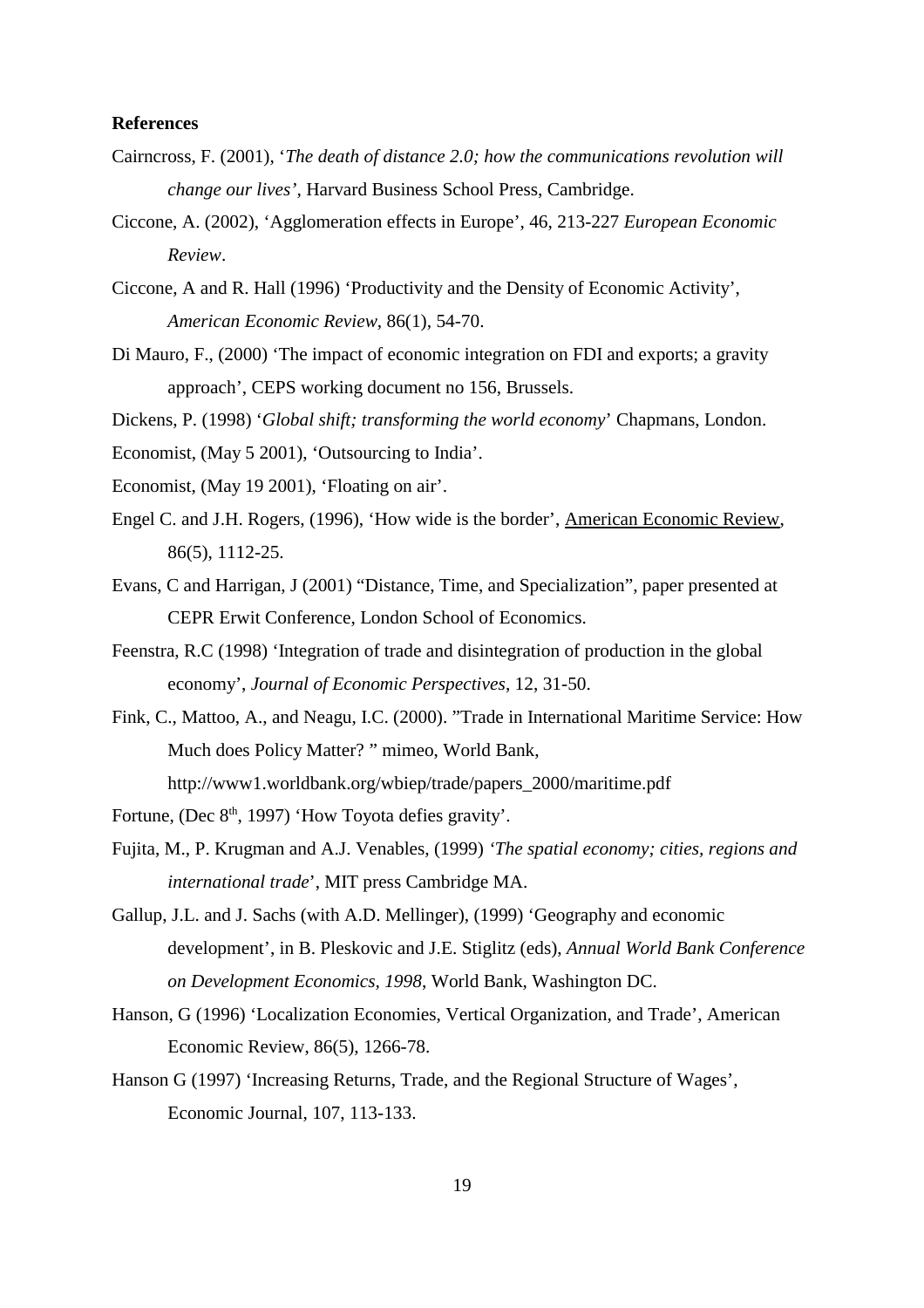**References**

Cairncross, F. (2001), '*The death of distance 2.0; how the communications revolution will change our lives'*, Harvard Business School Press, Cambridge.

Ciccone, A. (2002), 'Agglomeration effects in Europe', 46, 213-227 *European Economic Review*.

Ciccone, A and R. Hall (1996) 'Productivity and the Density of Economic Activity', *American Economic Review*, 86(1), 54-70.

Di Mauro, F., (2000) 'The impact of economic integration on FDI and exports; a gravity approach', CEPS working document no 156, Brussels.

Dickens, P. (1998) '*Global shift; transforming the world economy*' Chapmans, London.

Economist, (May 5 2001), 'Outsourcing to India'.

Economist, (May 19 2001), 'Floating on air'.

Engel C. and J.H. Rogers, (1996), 'How wide is the border', <u>American Economic Review</u>, 86(5), 1112-25.

Evans, C and Harrigan, J (2001) "Distance, Time, and Specialization", paper presented at CEPR Erwit Conference, London School of Economics.

Feenstra, R.C (1998) 'Integration of trade and disintegration of production in the global economy', *Journal of Economic Perspectives*, 12, 31-50.

Fink, C., Mattoo, A., and Neagu, I.C. (2000). "Trade in International Maritime Service: How Much does Policy Matter? " mimeo, World Bank, http://www1.worldbank.org/wbiep/trade/papers_2000/maritime.pdf

Fortune, (Dec 8th, 1997) 'How Toyota defies gravity'.

Fujita, M., P. Krugman and A.J. Venables, (1999) *'The spatial economy; cities, regions and international trade*', MIT press Cambridge MA.

Gallup, J.L. and J. Sachs (with A.D. Mellinger), (1999) 'Geography and economic development', in B. Pleskovic and J.E. Stiglitz (eds), *Annual World Bank Conference on Development Economics, 1998*, World Bank, Washington DC.

Hanson, G (1996) 'Localization Economies, Vertical Organization, and Trade', American Economic Review, 86(5), 1266-78.

Hanson G (1997) 'Increasing Returns, Trade, and the Regional Structure of Wages', Economic Journal, 107, 113-133.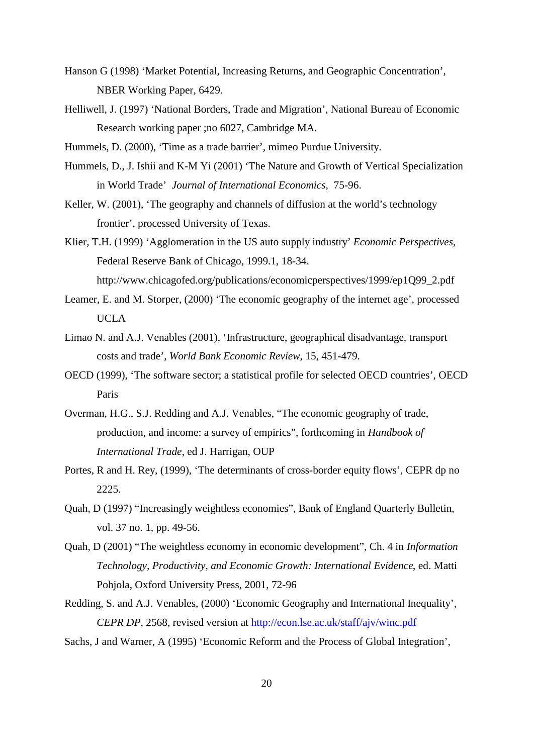Hanson G (1998) 'Market Potential, Increasing Returns, and Geographic Concentration', NBER Working Paper, 6429.

Helliwell, J. (1997) 'National Borders, Trade and Migration', National Bureau of Economic Research working paper ;no 6027, Cambridge MA.

Hummels, D. (2000), 'Time as a trade barrier', mimeo Purdue University.

Hummels, D., J. Ishii and K-M Yi (2001) 'The Nature and Growth of Vertical Specialization in World Trade' *Journal of International Economics*, 75-96.

Keller, W. (2001), 'The geography and channels of diffusion at the world's technology frontier', processed University of Texas.

Klier, T.H. (1999) 'Agglomeration in the US auto supply industry' *Economic Perspectives*, Federal Reserve Bank of Chicago, 1999.1, 18-34. http://www.chicagofed.org/publications/economicperspectives/1999/ep1Q99_2.pdf

Leamer, E. and M. Storper, (2000) 'The economic geography of the internet age', processed UCLA

Limao N. and A.J. Venables (2001), 'Infrastructure, geographical disadvantage, transport costs and trade', *World Bank Economic Review*, 15, 451-479.

OECD (1999), 'The software sector; a statistical profile for selected OECD countries', OECD Paris

Overman, H.G., S.J. Redding and A.J. Venables, "The economic geography of trade, production, and income: a survey of empirics", forthcoming in *Handbook of International Trade*, ed J. Harrigan, OUP

Portes, R and H. Rey, (1999), 'The determinants of cross-border equity flows', CEPR dp no 2225.

Quah, D (1997) "Increasingly weightless economies", Bank of England Quarterly Bulletin, vol. 37 no. 1, pp. 49-56.

Quah, D (2001) "The weightless economy in economic development", Ch. 4 in *Information Technology, Productivity, and Economic Growth: International Evidence*, ed. Matti Pohjola, Oxford University Press, 2001, 72-96

Redding, S. and A.J. Venables, (2000) 'Economic Geography and International Inequality', *CEPR DP*, 2568, revised version at http://econ.lse.ac.uk/staff/ajv/winc.pdf

Sachs, J and Warner, A (1995) 'Economic Reform and the Process of Global Integration',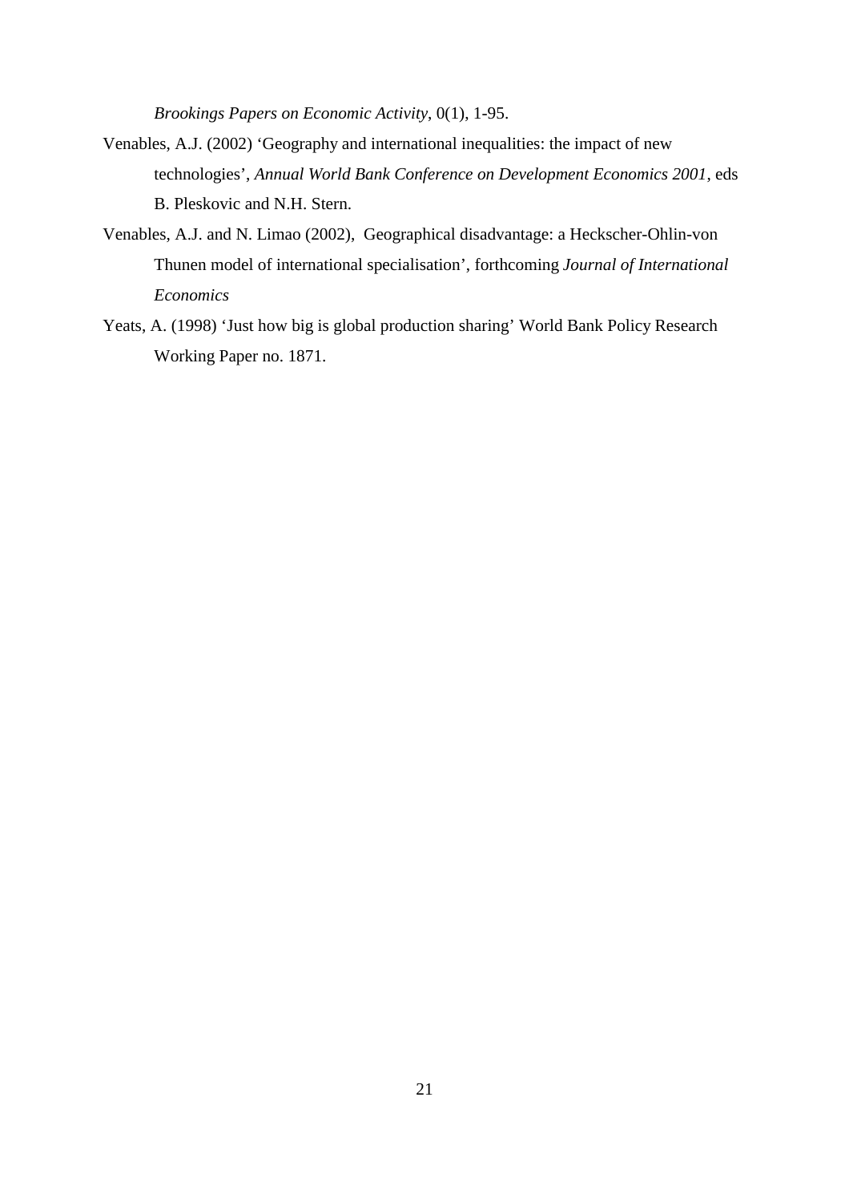*Brookings Papers on Economic Activity*, 0(1), 1-95.

Venables, A.J. (2002) 'Geography and international inequalities: the impact of new technologies', *Annual World Bank Conference on Development Economics 2001*, eds B. Pleskovic and N.H. Stern.

Venables, A.J. and N. Limao (2002), Geographical disadvantage: a Heckscher-Ohlin-von Thunen model of international specialisation', forthcoming *Journal of International Economics*

Yeats, A. (1998) 'Just how big is global production sharing' World Bank Policy Research Working Paper no. 1871.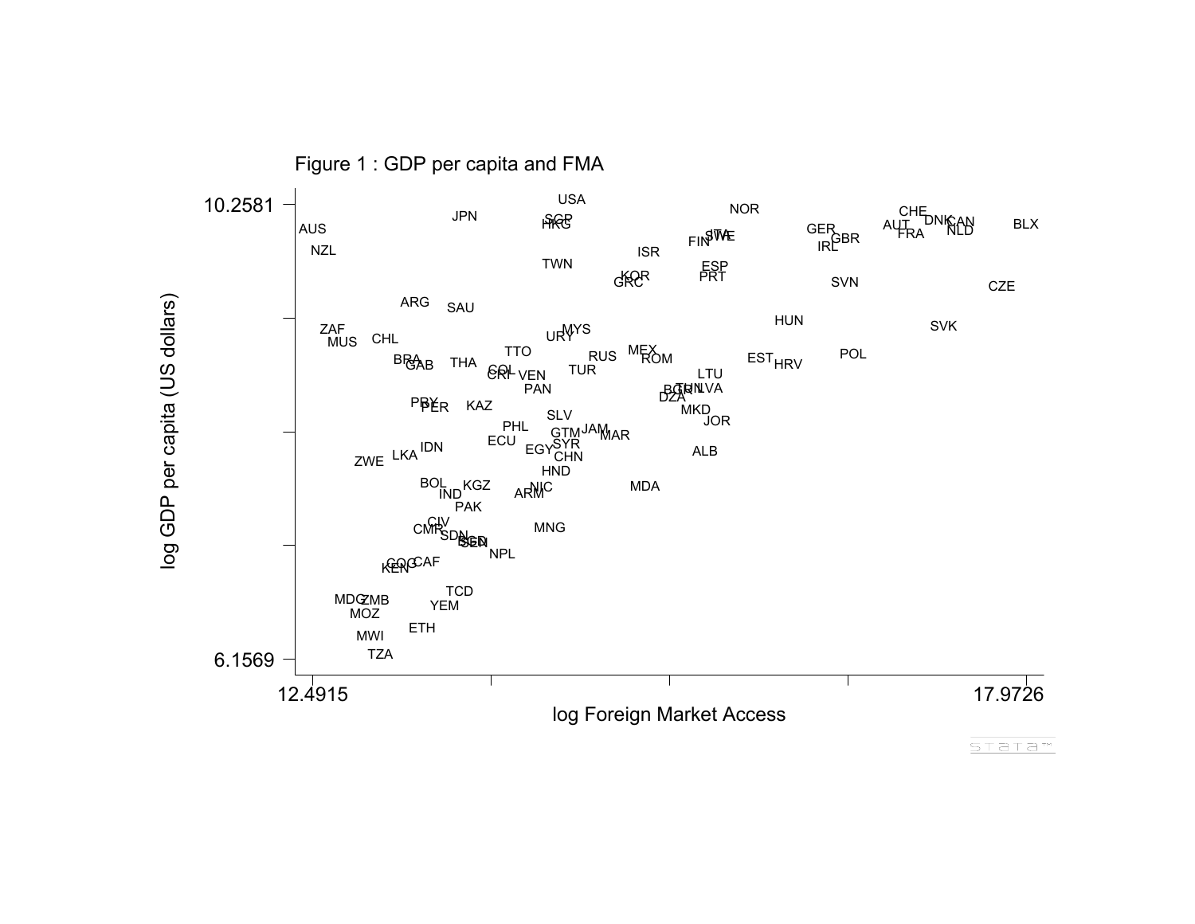Figure 1 : GDP per capita and FMA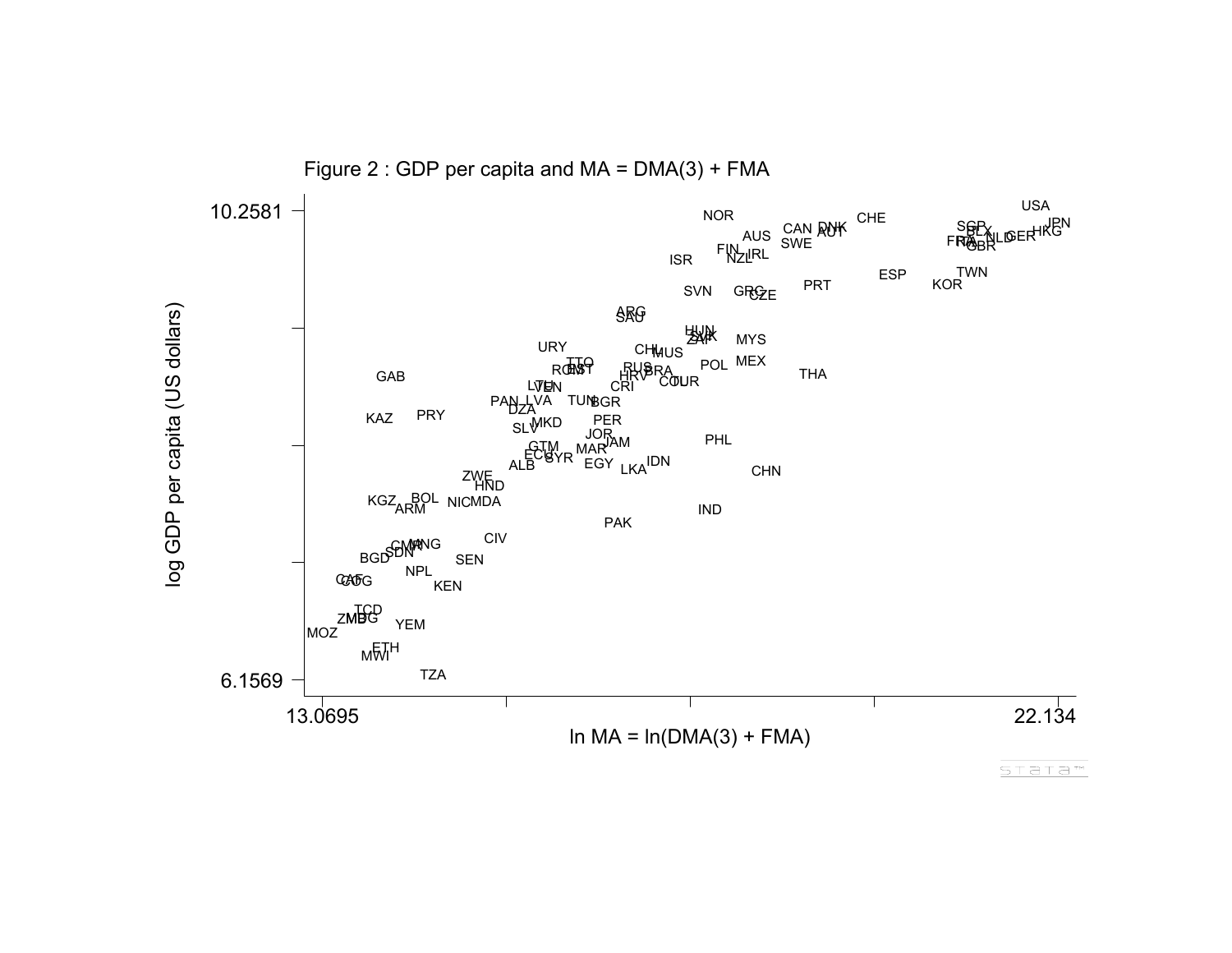Figure 2 : GDP per capita and MA = DMA(3) + FMA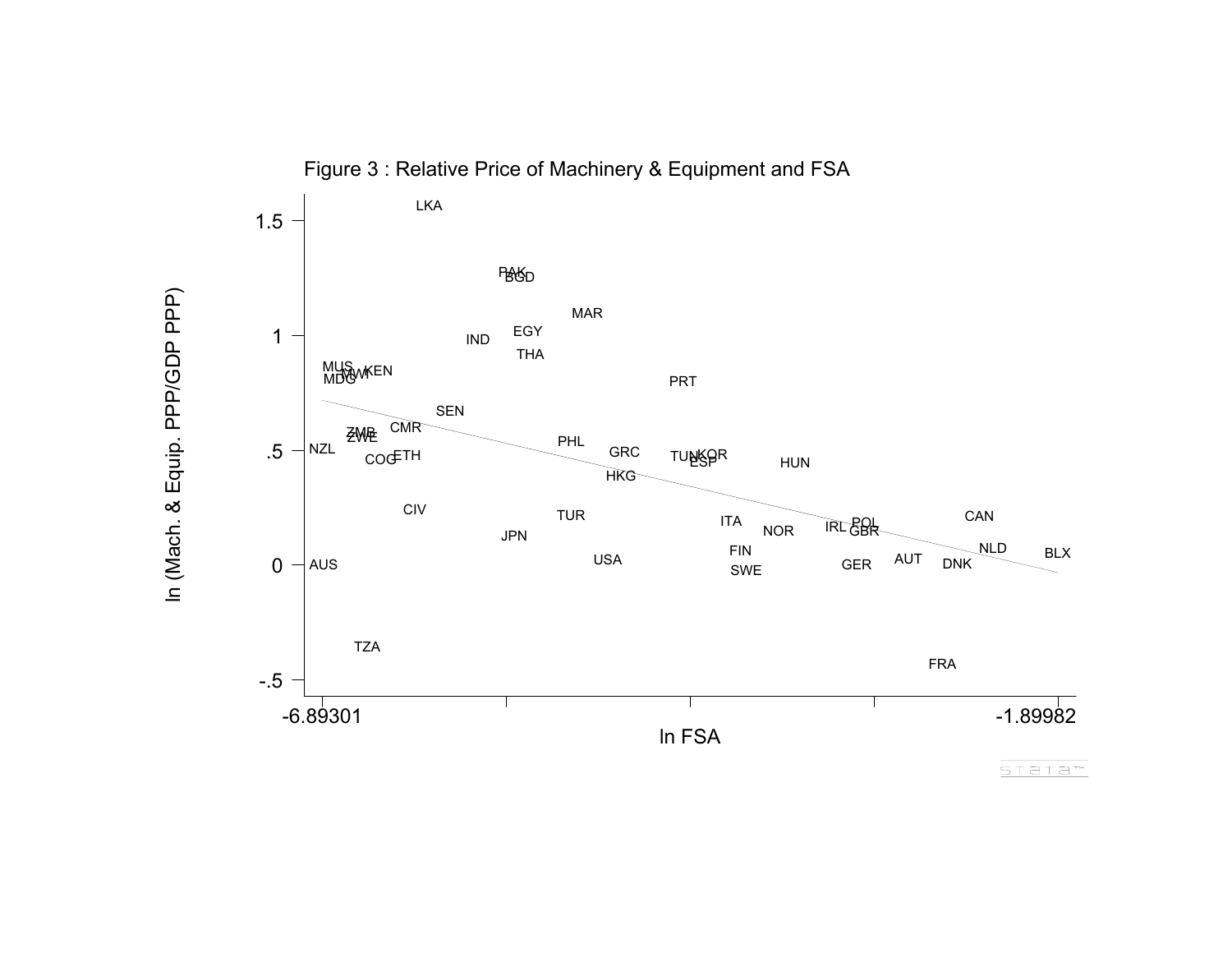Figure 3 : Relative Price of Machinery & Equipment and FSA

ln (Mach. & Equip. PPP/GDP PPP)

1.5
1
.5
0
-.5

-6.89301
-1.89982

ln FSA

LKA
PAK
BGD
MAR
IND
EGY
THA
MUS
MWI
KEN
MDG
PRT
SEN
ZMB
ZWE
CMR
NZL
COG
ETH
PHL
GRC
TUN
KOR
ESP
HUN
HKG
CIV
TUR
JPN
ITA
NOR
IRL
POL
GBR
CAN
FIN
NLD
BLX
AUS
USA
SWE
GER
AUT
DNK
TZA
FRA